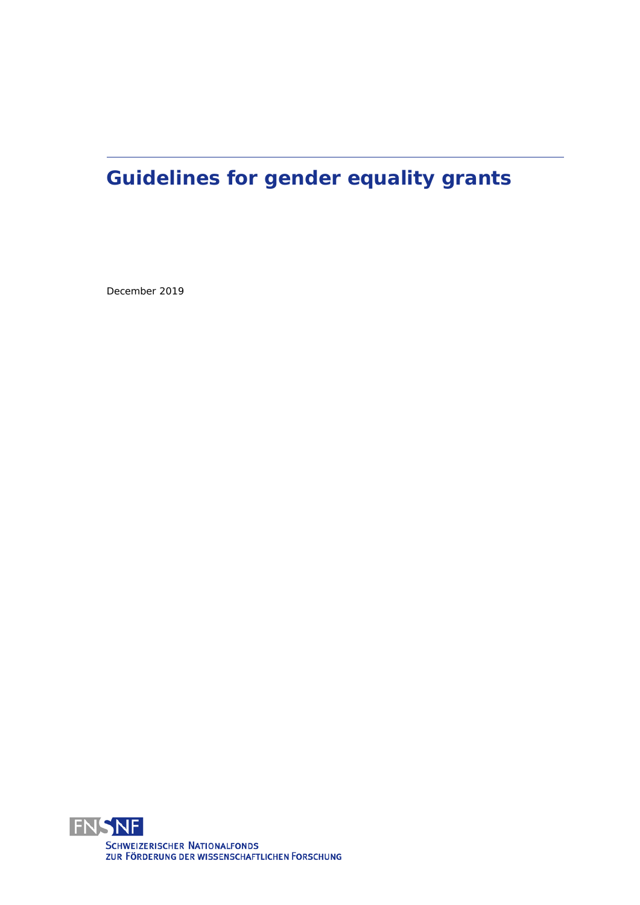# Guidelines for gender equality grants

December 2019

SCHWEIZERISCHER NATIONALFONDS
ZUR FÖRDERUNG DER WISSENSCHAFTLICHEN FORSCHUNG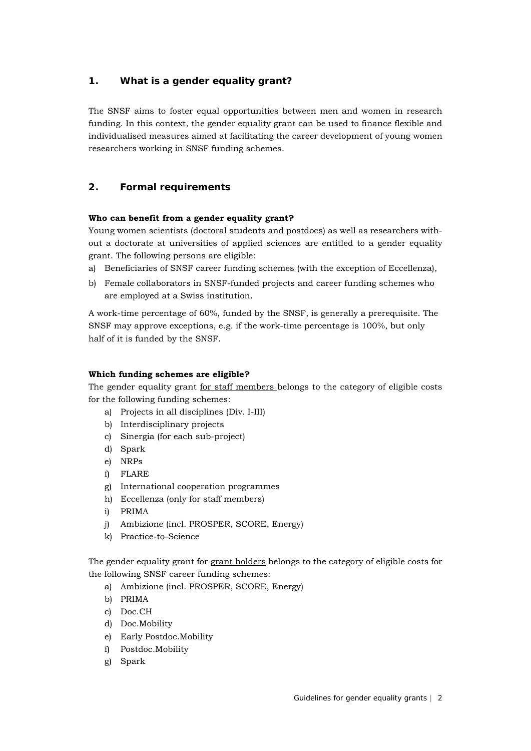## 1. What is a gender equality grant?

The SNSF aims to foster equal opportunities between men and women in research funding. In this context, the gender equality grant can be used to finance flexible and individualised measures aimed at facilitating the career development of young women researchers working in SNSF funding schemes.

## 2. Formal requirements

**Who can benefit from a gender equality grant?**

Young women scientists (doctoral students and postdocs) as well as researchers without a doctorate at universities of applied sciences are entitled to a gender equality grant. The following persons are eligible:

a) Beneficiaries of SNSF career funding schemes (with the exception of Eccellenza),

b) Female collaborators in SNSF-funded projects and career funding schemes who are employed at a Swiss institution.

A work-time percentage of 60%, funded by the SNSF, is generally a prerequisite. The SNSF may approve exceptions, e.g. if the work-time percentage is 100%, but only half of it is funded by the SNSF.

**Which funding schemes are eligible?**

The gender equality grant for staff members belongs to the category of eligible costs for the following funding schemes:

a) Projects in all disciplines (Div. I-III)
b) Interdisciplinary projects
c) Sinergia (for each sub-project)
d) Spark
e) NRPs
f) FLARE
g) International cooperation programmes
h) Eccellenza (only for staff members)
i) PRIMA
j) Ambizione (incl. PROSPER, SCORE, Energy)
k) Practice-to-Science

The gender equality grant for grant holders belongs to the category of eligible costs for the following SNSF career funding schemes:

a) Ambizione (incl. PROSPER, SCORE, Energy)
b) PRIMA
c) Doc.CH
d) Doc.Mobility
e) Early Postdoc.Mobility
f) Postdoc.Mobility
g) Spark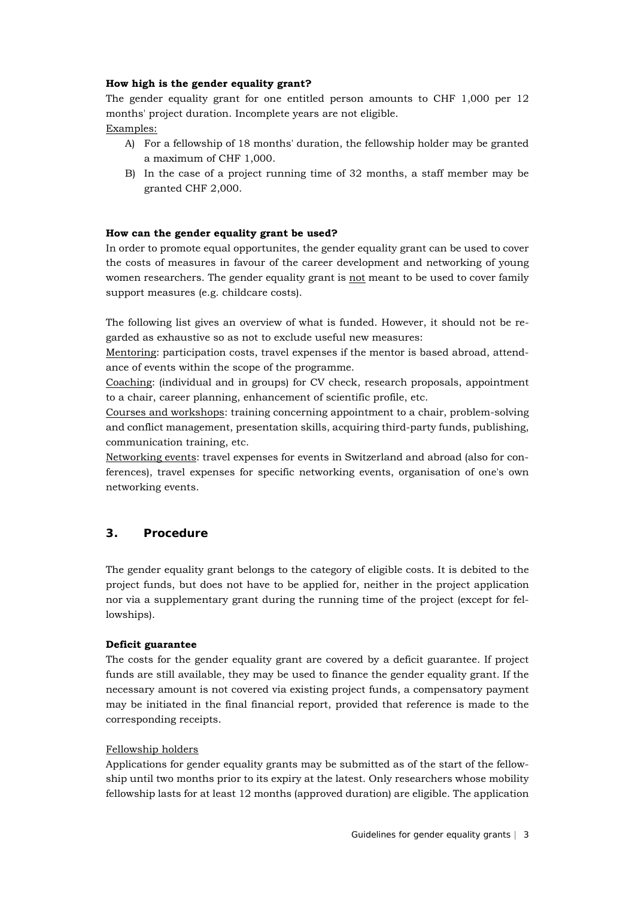**How high is the gender equality grant?**

The gender equality grant for one entitled person amounts to CHF 1,000 per 12 months' project duration. Incomplete years are not eligible.

Examples:

A) For a fellowship of 18 months' duration, the fellowship holder may be granted a maximum of CHF 1,000.

B) In the case of a project running time of 32 months, a staff member may be granted CHF 2,000.

**How can the gender equality grant be used?**

In order to promote equal opportunites, the gender equality grant can be used to cover the costs of measures in favour of the career development and networking of young women researchers. The gender equality grant is not meant to be used to cover family support measures (e.g. childcare costs).

The following list gives an overview of what is funded. However, it should not be regarded as exhaustive so as not to exclude useful new measures:

Mentoring: participation costs, travel expenses if the mentor is based abroad, attendance of events within the scope of the programme.

Coaching: (individual and in groups) for CV check, research proposals, appointment to a chair, career planning, enhancement of scientific profile, etc.

Courses and workshops: training concerning appointment to a chair, problem-solving and conflict management, presentation skills, acquiring third-party funds, publishing, communication training, etc.

Networking events: travel expenses for events in Switzerland and abroad (also for conferences), travel expenses for specific networking events, organisation of one's own networking events.

## 3. Procedure

The gender equality grant belongs to the category of eligible costs. It is debited to the project funds, but does not have to be applied for, neither in the project application nor via a supplementary grant during the running time of the project (except for fellowships).

**Deficit guarantee**

The costs for the gender equality grant are covered by a deficit guarantee. If project funds are still available, they may be used to finance the gender equality grant. If the necessary amount is not covered via existing project funds, a compensatory payment may be initiated in the final financial report, provided that reference is made to the corresponding receipts.

Fellowship holders

Applications for gender equality grants may be submitted as of the start of the fellowship until two months prior to its expiry at the latest. Only researchers whose mobility fellowship lasts for at least 12 months (approved duration) are eligible. The application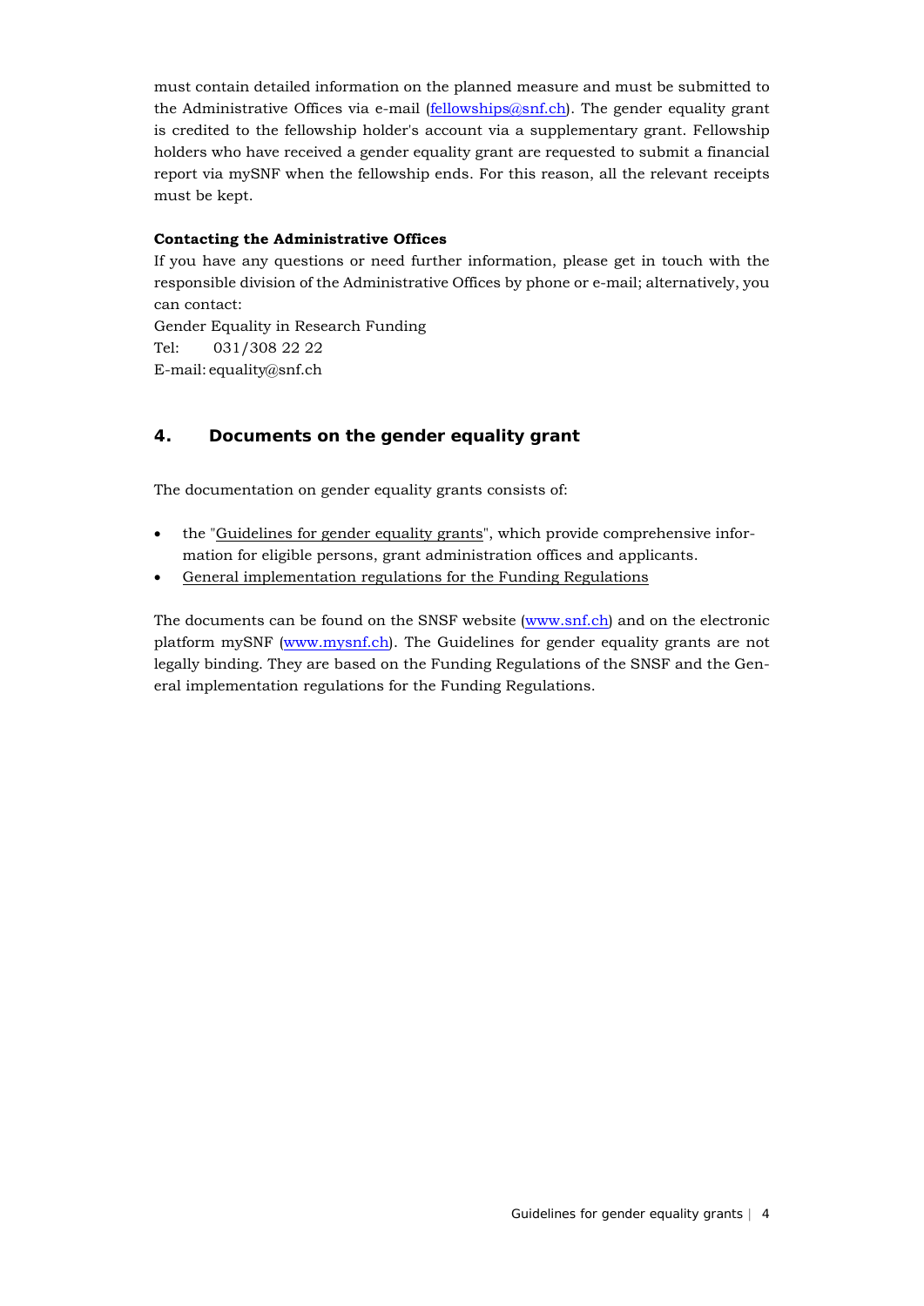must contain detailed information on the planned measure and must be submitted to the Administrative Offices via e-mail (fellowships@snf.ch). The gender equality grant is credited to the fellowship holder's account via a supplementary grant. Fellowship holders who have received a gender equality grant are requested to submit a financial report via mySNF when the fellowship ends. For this reason, all the relevant receipts must be kept.

**Contacting the Administrative Offices**

If you have any questions or need further information, please get in touch with the responsible division of the Administrative Offices by phone or e-mail; alternatively, you can contact:

Gender Equality in Research Funding
Tel: 031/308 22 22
E-mail: equality@snf.ch

## 4. Documents on the gender equality grant

The documentation on gender equality grants consists of:

- the "Guidelines for gender equality grants", which provide comprehensive information for eligible persons, grant administration offices and applicants.
- General implementation regulations for the Funding Regulations

The documents can be found on the SNSF website (www.snf.ch) and on the electronic platform mySNF (www.mysnf.ch). The Guidelines for gender equality grants are not legally binding. They are based on the Funding Regulations of the SNSF and the General implementation regulations for the Funding Regulations.